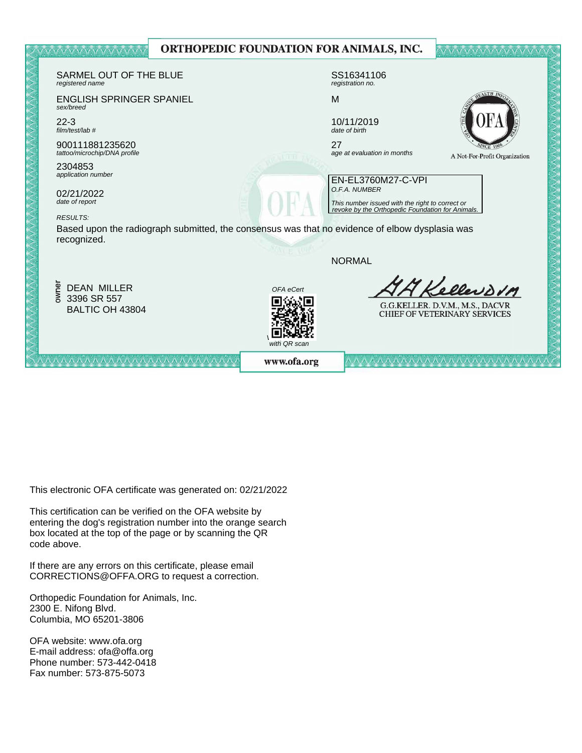# ORTHOPEDIC FOUNDATION FOR ANIMALS, INC.

SARMEL OUT OF THE BLUE
*registered name*

SS16341106
*registration no.*

ENGLISH SPRINGER SPANIEL
*sex/breed*

M

22-3
*film/test/lab #*

10/11/2019
*date of birth*

900111881235620
*tattoo/microchip/DNA profile*

27
*age at evaluation in months*

A Not-For-Profit Organization

2304853
*application number*

02/21/2022
*date of report*

EN-EL3760M27-C-VPI
*O.F.A. NUMBER*

*This number issued with the right to correct or revoke by the Orthopedic Foundation for Animals.*

*RESULTS:*

Based upon the radiograph submitted, the consensus was that no evidence of elbow dysplasia was recognized.

NORMAL

**owner**
DEAN MILLER
3396 SR 557
BALTIC OH 43804

*OFA eCert*
*with QR scan*

G.G.KELLER. D.V.M., M.S., DACVR
CHIEF OF VETERINARY SERVICES

www.ofa.org

This electronic OFA certificate was generated on: 02/21/2022

This certification can be verified on the OFA website by entering the dog's registration number into the orange search box located at the top of the page or by scanning the QR code above.

If there are any errors on this certificate, please email CORRECTIONS@OFFA.ORG to request a correction.

Orthopedic Foundation for Animals, Inc.
2300 E. Nifong Blvd.
Columbia, MO 65201-3806

OFA website: www.ofa.org
E-mail address: ofa@offa.org
Phone number: 573-442-0418
Fax number: 573-875-5073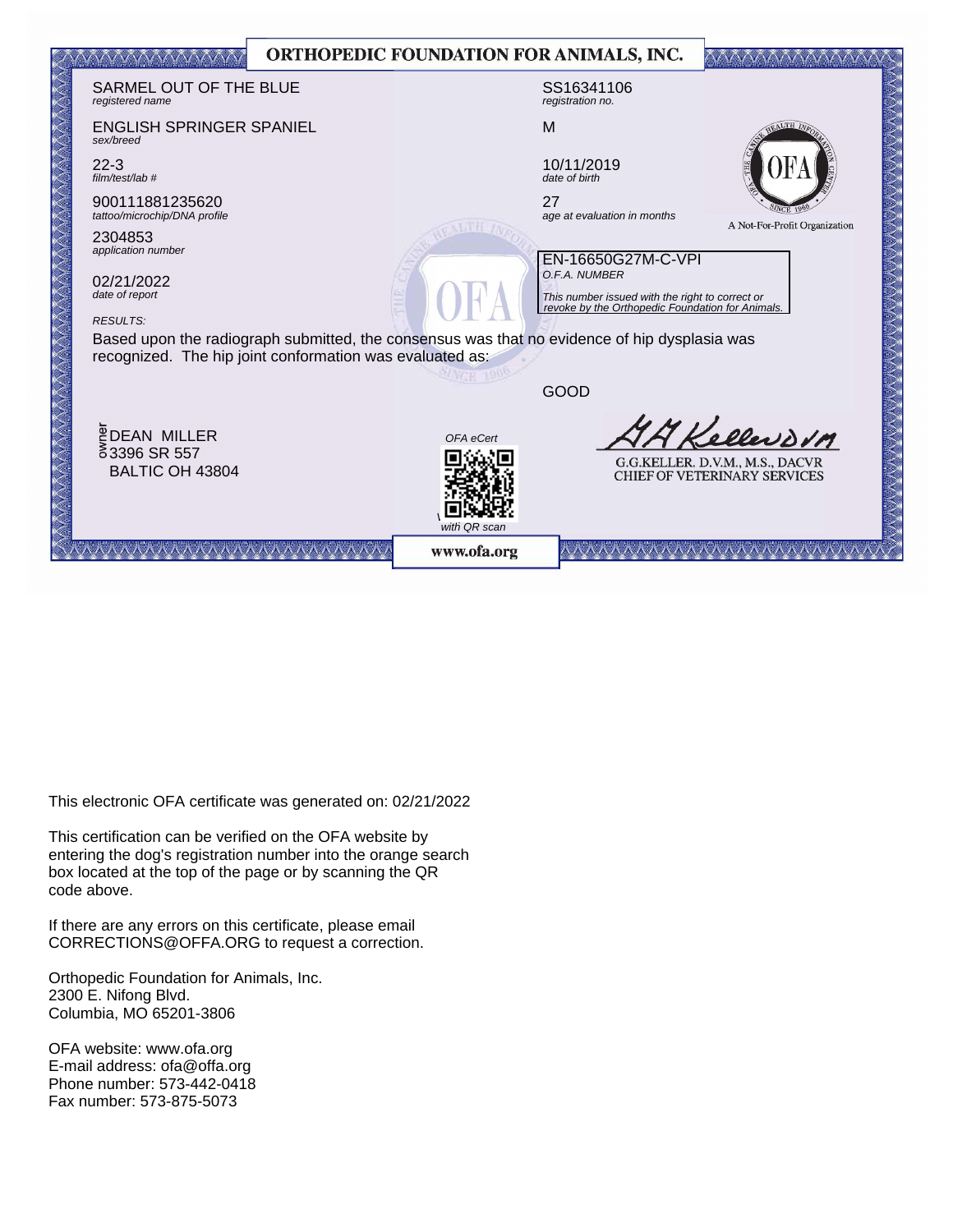# ORTHOPEDIC FOUNDATION FOR ANIMALS, INC.

SARMEL OUT OF THE BLUE
*registered name*

SS16341106
*registration no.*

ENGLISH SPRINGER SPANIEL
*sex/breed*

M

22-3
*film/test/lab #*

10/11/2019
*date of birth*

900111881235620
*tattoo/microchip/DNA profile*

27
*age at evaluation in months*

A Not-For-Profit Organization

2304853
*application number*

EN-16650G27M-C-VPI
*O.F.A. NUMBER*

*This number issued with the right to correct or revoke by the Orthopedic Foundation for Animals.*

02/21/2022
*date of report*

*RESULTS:*

Based upon the radiograph submitted, the consensus was that no evidence of hip dysplasia was recognized. The hip joint conformation was evaluated as:

GOOD

owner
DEAN MILLER
3396 SR 557
BALTIC OH 43804

*OFA eCert*

*with QR scan*

G.G.KELLER. D.V.M., M.S., DACVR
CHIEF OF VETERINARY SERVICES

www.ofa.org

This electronic OFA certificate was generated on: 02/21/2022

This certification can be verified on the OFA website by entering the dog's registration number into the orange search box located at the top of the page or by scanning the QR code above.

If there are any errors on this certificate, please email CORRECTIONS@OFFA.ORG to request a correction.

Orthopedic Foundation for Animals, Inc.
2300 E. Nifong Blvd.
Columbia, MO 65201-3806

OFA website: www.ofa.org
E-mail address: ofa@offa.org
Phone number: 573-442-0418
Fax number: 573-875-5073